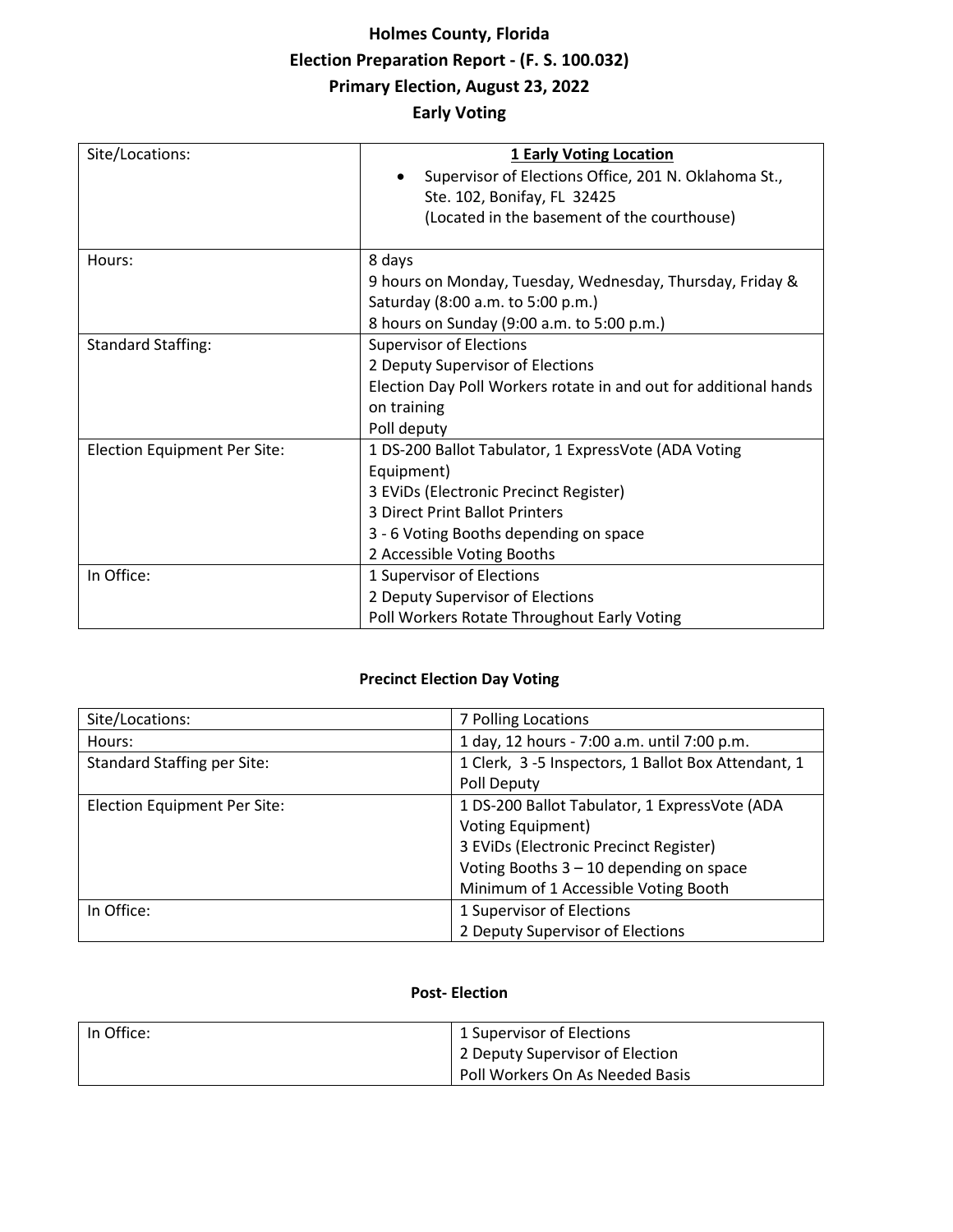# Holmes County, Florida
# Election Preparation Report - (F. S. 100.032)
# Primary Election, August 23, 2022
## Early Voting

| Site/Locations: | **1 Early Voting Location**<br>• Supervisor of Elections Office, 201 N. Oklahoma St., Ste. 102, Bonifay, FL 32425 (Located in the basement of the courthouse) |
|---|---|
| Hours: | 8 days<br>9 hours on Monday, Tuesday, Wednesday, Thursday, Friday & Saturday (8:00 a.m. to 5:00 p.m.)<br>8 hours on Sunday (9:00 a.m. to 5:00 p.m.) |
| Standard Staffing: | Supervisor of Elections<br>2 Deputy Supervisor of Elections<br>Election Day Poll Workers rotate in and out for additional hands on training<br>Poll deputy |
| Election Equipment Per Site: | 1 DS-200 Ballot Tabulator, 1 ExpressVote (ADA Voting Equipment)<br>3 EViDs (Electronic Precinct Register)<br>3 Direct Print Ballot Printers<br>3 - 6 Voting Booths depending on space<br>2 Accessible Voting Booths |
| In Office: | 1 Supervisor of Elections<br>2 Deputy Supervisor of Elections<br>Poll Workers Rotate Throughout Early Voting |

## Precinct Election Day Voting

| Site/Locations: | 7 Polling Locations |
|---|---|
| Hours: | 1 day, 12 hours - 7:00 a.m. until 7:00 p.m. |
| Standard Staffing per Site: | 1 Clerk, 3 -5 Inspectors, 1 Ballot Box Attendant, 1 Poll Deputy |
| Election Equipment Per Site: | 1 DS-200 Ballot Tabulator, 1 ExpressVote (ADA Voting Equipment)<br>3 EViDs (Electronic Precinct Register)<br>Voting Booths 3 – 10 depending on space<br>Minimum of 1 Accessible Voting Booth |
| In Office: | 1 Supervisor of Elections<br>2 Deputy Supervisor of Elections |

## Post- Election

| In Office: | 1 Supervisor of Elections<br>2 Deputy Supervisor of Election<br>Poll Workers On As Needed Basis |
|---|---|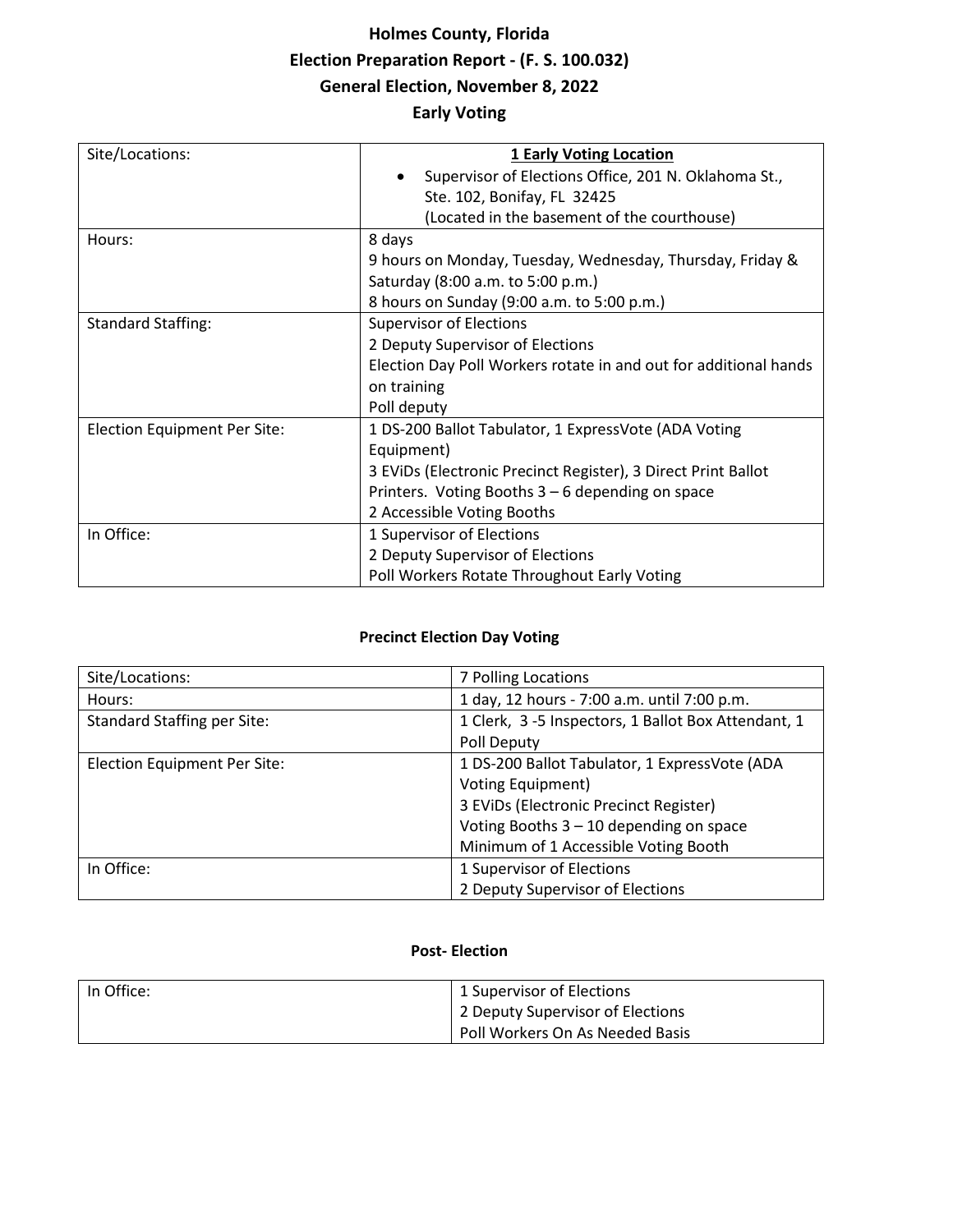# Holmes County, Florida
# Election Preparation Report - (F. S. 100.032)
# General Election, November 8, 2022
## Early Voting

| | |
|---|---|
| Site/Locations: | **1 Early Voting Location**<br>• Supervisor of Elections Office, 201 N. Oklahoma St., Ste. 102, Bonifay, FL 32425 (Located in the basement of the courthouse) |
| Hours: | 8 days<br>9 hours on Monday, Tuesday, Wednesday, Thursday, Friday & Saturday (8:00 a.m. to 5:00 p.m.)<br>8 hours on Sunday (9:00 a.m. to 5:00 p.m.) |
| Standard Staffing: | Supervisor of Elections<br>2 Deputy Supervisor of Elections<br>Election Day Poll Workers rotate in and out for additional hands on training<br>Poll deputy |
| Election Equipment Per Site: | 1 DS-200 Ballot Tabulator, 1 ExpressVote (ADA Voting Equipment)<br>3 EViDs (Electronic Precinct Register), 3 Direct Print Ballot Printers. Voting Booths 3 – 6 depending on space<br>2 Accessible Voting Booths |
| In Office: | 1 Supervisor of Elections<br>2 Deputy Supervisor of Elections<br>Poll Workers Rotate Throughout Early Voting |

## Precinct Election Day Voting

| | |
|---|---|
| Site/Locations: | 7 Polling Locations |
| Hours: | 1 day, 12 hours - 7:00 a.m. until 7:00 p.m. |
| Standard Staffing per Site: | 1 Clerk, 3 -5 Inspectors, 1 Ballot Box Attendant, 1 Poll Deputy |
| Election Equipment Per Site: | 1 DS-200 Ballot Tabulator, 1 ExpressVote (ADA Voting Equipment)<br>3 EViDs (Electronic Precinct Register)<br>Voting Booths 3 – 10 depending on space<br>Minimum of 1 Accessible Voting Booth |
| In Office: | 1 Supervisor of Elections<br>2 Deputy Supervisor of Elections |

## Post- Election

| | |
|---|---|
| In Office: | 1 Supervisor of Elections<br>2 Deputy Supervisor of Elections<br>Poll Workers On As Needed Basis |